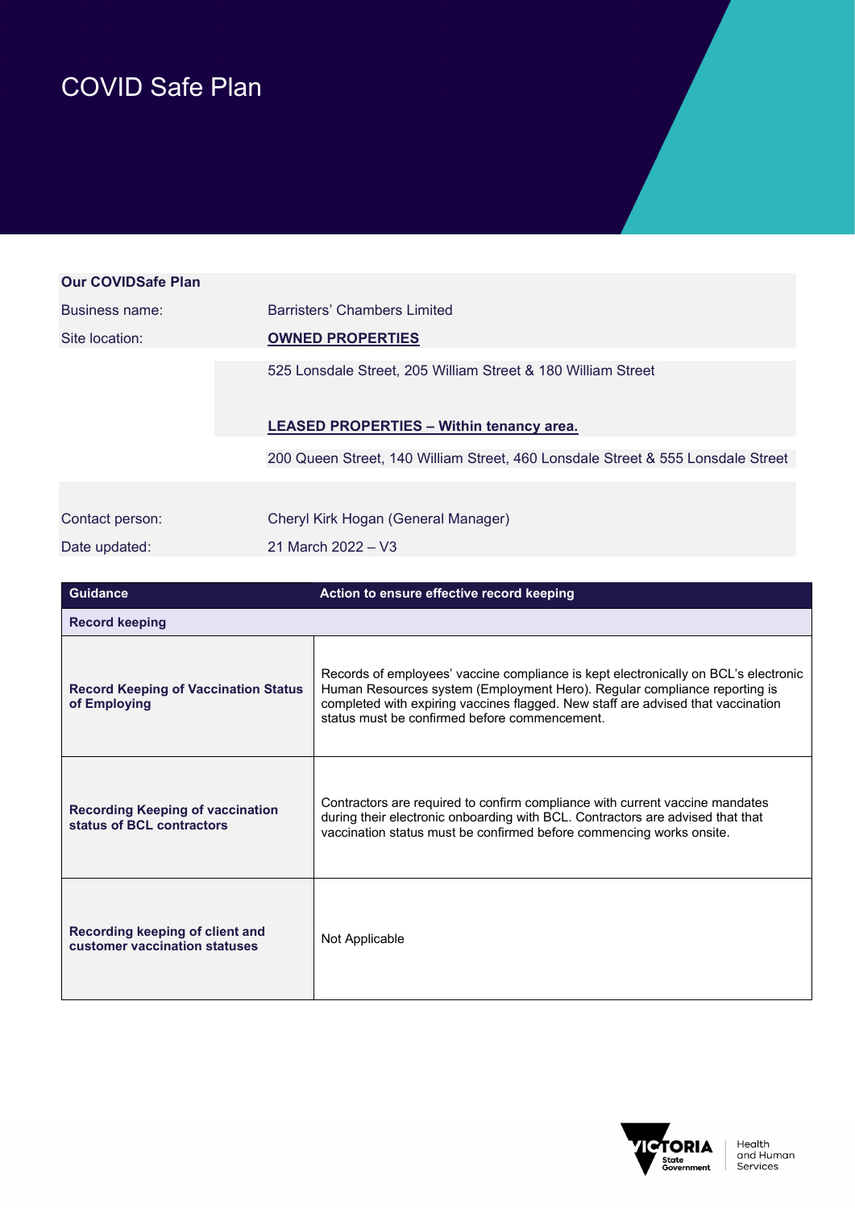# COVID Safe Plan

| Our COVIDSafe Plan | |
|---|---|
| Business name: | Barristers' Chambers Limited |
| Site location: | **OWNED PROPERTIES** |
| | 525 Lonsdale Street, 205 William Street & 180 William Street |
| | **LEASED PROPERTIES – Within tenancy area.** |
| | 200 Queen Street, 140 William Street, 460 Lonsdale Street & 555 Lonsdale Street |
| Contact person: | Cheryl Kirk Hogan (General Manager) |
| Date updated: | 21 March 2022 – V3 |

| Guidance | Action to ensure effective record keeping |
|---|---|
| **Record keeping** | |
| **Record Keeping of Vaccination Status of Employing** | Records of employees' vaccine compliance is kept electronically on BCL's electronic Human Resources system (Employment Hero). Regular compliance reporting is completed with expiring vaccines flagged. New staff are advised that vaccination status must be confirmed before commencement. |
| **Recording Keeping of vaccination status of BCL contractors** | Contractors are required to confirm compliance with current vaccine mandates during their electronic onboarding with BCL. Contractors are advised that that vaccination status must be confirmed before commencing works onsite. |
| **Recording keeping of client and customer vaccination statuses** | Not Applicable |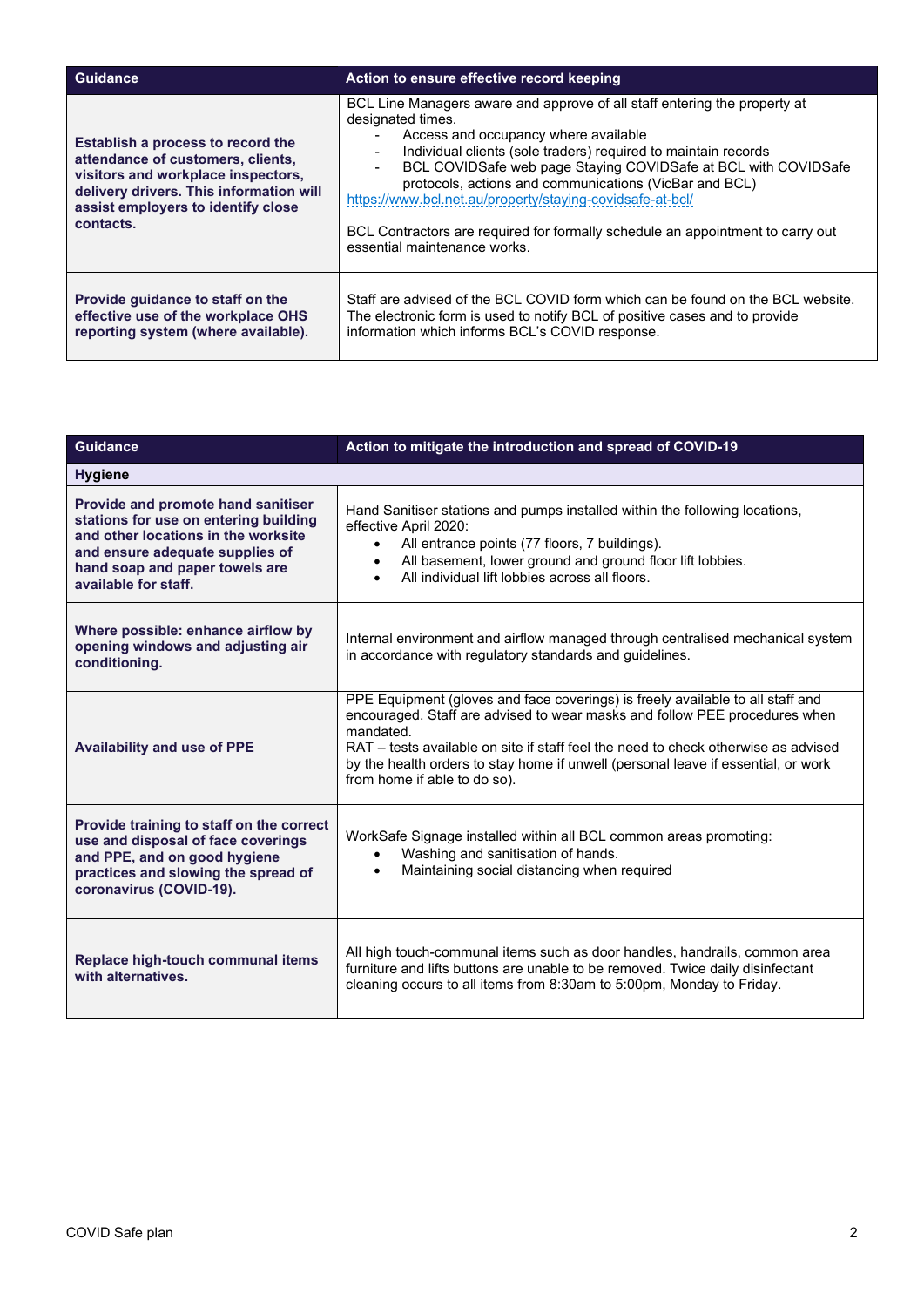| Guidance | Action to ensure effective record keeping |
| --- | --- |
| **Establish a process to record the attendance of customers, clients, visitors and workplace inspectors, delivery drivers. This information will assist employers to identify close contacts.** | BCL Line Managers aware and approve of all staff entering the property at designated times.<br>- Access and occupancy where available<br>- Individual clients (sole traders) required to maintain records<br>- BCL COVIDSafe web page Staying COVIDSafe at BCL with COVIDSafe protocols, actions and communications (VicBar and BCL)<br>https://www.bcl.net.au/property/staying-covidsafe-at-bcl/<br><br>BCL Contractors are required for formally schedule an appointment to carry out essential maintenance works. |
| **Provide guidance to staff on the effective use of the workplace OHS reporting system (where available).** | Staff are advised of the BCL COVID form which can be found on the BCL website. The electronic form is used to notify BCL of positive cases and to provide information which informs BCL's COVID response. |

| Guidance | Action to mitigate the introduction and spread of COVID-19 |
| --- | --- |
| **Hygiene** | |
| **Provide and promote hand sanitiser stations for use on entering building and other locations in the worksite and ensure adequate supplies of hand soap and paper towels are available for staff.** | Hand Sanitiser stations and pumps installed within the following locations, effective April 2020:<br>• All entrance points (77 floors, 7 buildings).<br>• All basement, lower ground and ground floor lift lobbies.<br>• All individual lift lobbies across all floors. |
| **Where possible: enhance airflow by opening windows and adjusting air conditioning.** | Internal environment and airflow managed through centralised mechanical system in accordance with regulatory standards and guidelines. |
| **Availability and use of PPE** | PPE Equipment (gloves and face coverings) is freely available to all staff and encouraged. Staff are advised to wear masks and follow PEE procedures when mandated.<br>RAT – tests available on site if staff feel the need to check otherwise as advised by the health orders to stay home if unwell (personal leave if essential, or work from home if able to do so). |
| **Provide training to staff on the correct use and disposal of face coverings and PPE, and on good hygiene practices and slowing the spread of coronavirus (COVID-19).** | WorkSafe Signage installed within all BCL common areas promoting:<br>• Washing and sanitisation of hands.<br>• Maintaining social distancing when required |
| **Replace high-touch communal items with alternatives.** | All high touch-communal items such as door handles, handrails, common area furniture and lifts buttons are unable to be removed. Twice daily disinfectant cleaning occurs to all items from 8:30am to 5:00pm, Monday to Friday. |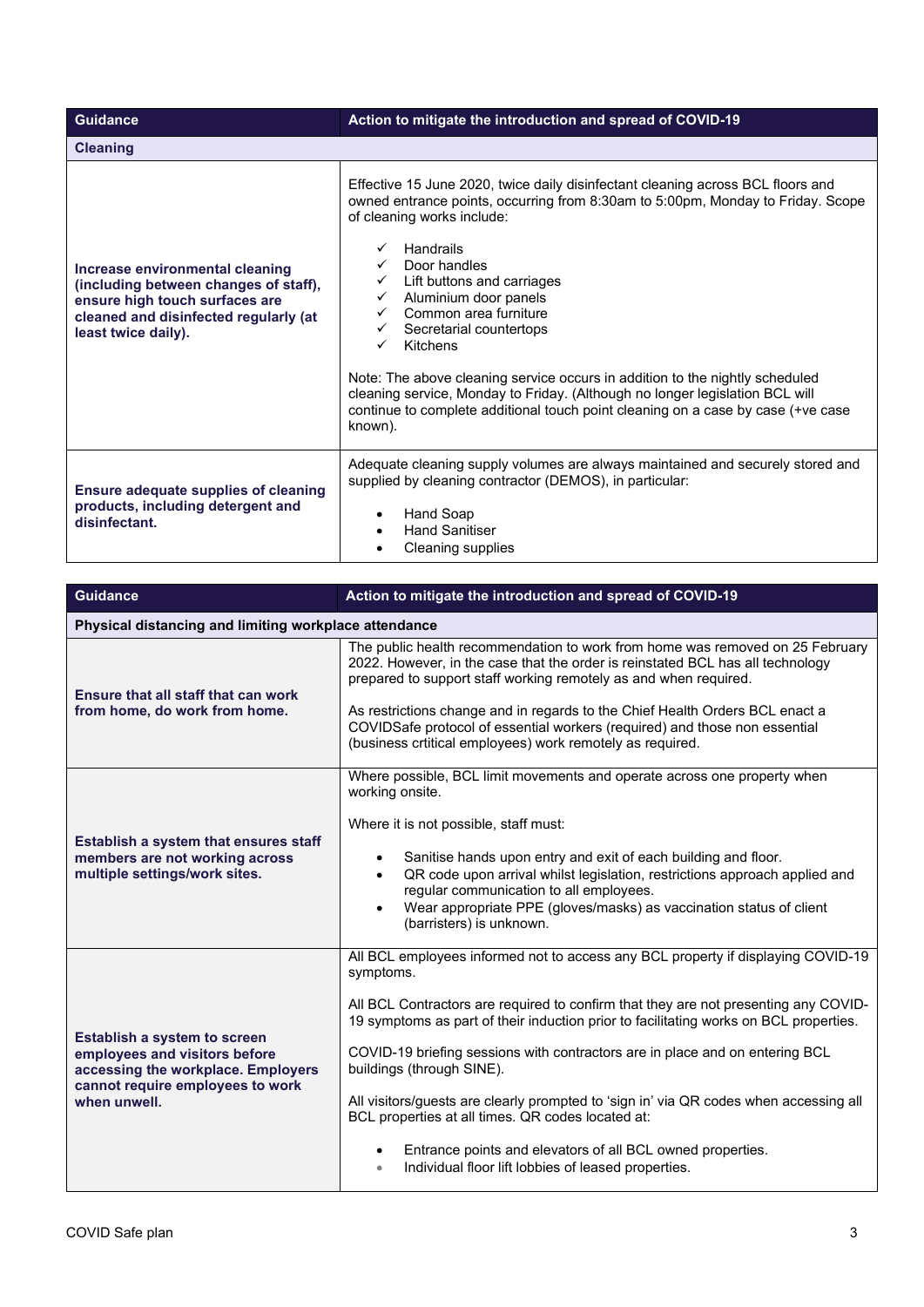| Guidance | Action to mitigate the introduction and spread of COVID-19 |
|---|---|
| **Cleaning** | |
| **Increase environmental cleaning (including between changes of staff), ensure high touch surfaces are cleaned and disinfected regularly (at least twice daily).** | Effective 15 June 2020, twice daily disinfectant cleaning across BCL floors and owned entrance points, occurring from 8:30am to 5:00pm, Monday to Friday. Scope of cleaning works include:<br><br>✓ Handrails<br>✓ Door handles<br>✓ Lift buttons and carriages<br>✓ Aluminium door panels<br>✓ Common area furniture<br>✓ Secretarial countertops<br>✓ Kitchens<br><br>Note: The above cleaning service occurs in addition to the nightly scheduled cleaning service, Monday to Friday. (Although no longer legislation BCL will continue to complete additional touch point cleaning on a case by case (+ve case known). |
| **Ensure adequate supplies of cleaning products, including detergent and disinfectant.** | Adequate cleaning supply volumes are always maintained and securely stored and supplied by cleaning contractor (DEMOS), in particular:<br><br>• Hand Soap<br>• Hand Sanitiser<br>• Cleaning supplies |

| Guidance | Action to mitigate the introduction and spread of COVID-19 |
|---|---|
| **Physical distancing and limiting workplace attendance** | |
| **Ensure that all staff that can work from home, do work from home.** | The public health recommendation to work from home was removed on 25 February 2022. However, in the case that the order is reinstated BCL has all technology prepared to support staff working remotely as and when required.<br><br>As restrictions change and in regards to the Chief Health Orders BCL enact a COVIDSafe protocol of essential workers (required) and those non essential (business crtitical employees) work remotely as required. |
| **Establish a system that ensures staff members are not working across multiple settings/work sites.** | Where possible, BCL limit movements and operate across one property when working onsite.<br><br>Where it is not possible, staff must:<br><br>• Sanitise hands upon entry and exit of each building and floor.<br>• QR code upon arrival whilst legislation, restrictions approach applied and regular communication to all employees.<br>• Wear appropriate PPE (gloves/masks) as vaccination status of client (barristers) is unknown. |
| **Establish a system to screen employees and visitors before accessing the workplace. Employers cannot require employees to work when unwell.** | All BCL employees informed not to access any BCL property if displaying COVID-19 symptoms.<br><br>All BCL Contractors are required to confirm that they are not presenting any COVID-19 symptoms as part of their induction prior to facilitating works on BCL properties.<br><br>COVID-19 briefing sessions with contractors are in place and on entering BCL buildings (through SINE).<br><br>All visitors/guests are clearly prompted to 'sign in' via QR codes when accessing all BCL properties at all times. QR codes located at:<br><br>• Entrance points and elevators of all BCL owned properties.<br>• Individual floor lift lobbies of leased properties. |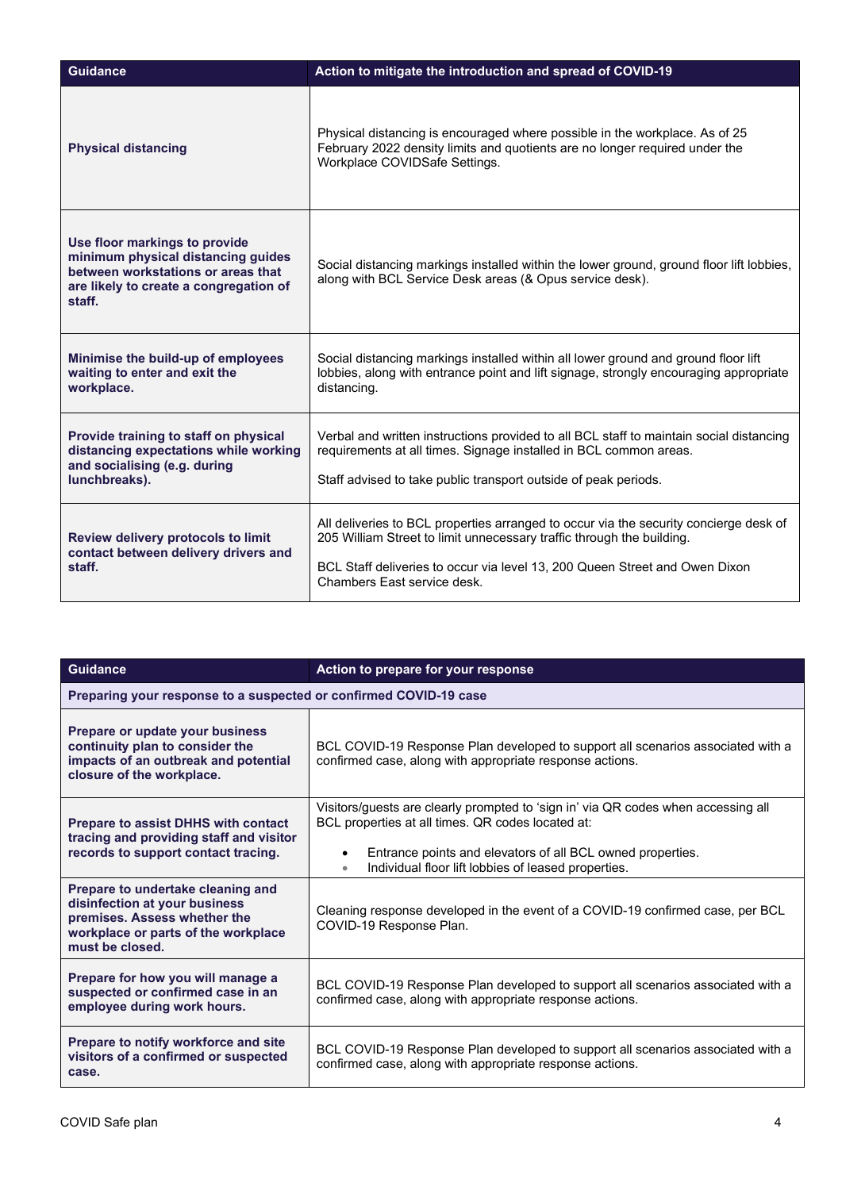| Guidance | Action to mitigate the introduction and spread of COVID-19 |
|---|---|
| **Physical distancing** | Physical distancing is encouraged where possible in the workplace. As of 25 February 2022 density limits and quotients are no longer required under the Workplace COVIDSafe Settings. |
| **Use floor markings to provide minimum physical distancing guides between workstations or areas that are likely to create a congregation of staff.** | Social distancing markings installed within the lower ground, ground floor lift lobbies, along with BCL Service Desk areas (& Opus service desk). |
| **Minimise the build-up of employees waiting to enter and exit the workplace.** | Social distancing markings installed within all lower ground and ground floor lift lobbies, along with entrance point and lift signage, strongly encouraging appropriate distancing. |
| **Provide training to staff on physical distancing expectations while working and socialising (e.g. during lunchbreaks).** | Verbal and written instructions provided to all BCL staff to maintain social distancing requirements at all times. Signage installed in BCL common areas.<br><br>Staff advised to take public transport outside of peak periods. |
| **Review delivery protocols to limit contact between delivery drivers and staff.** | All deliveries to BCL properties arranged to occur via the security concierge desk of 205 William Street to limit unnecessary traffic through the building.<br><br>BCL Staff deliveries to occur via level 13, 200 Queen Street and Owen Dixon Chambers East service desk. |

| Guidance | Action to prepare for your response |
|---|---|
| **Preparing your response to a suspected or confirmed COVID-19 case** | |
| **Prepare or update your business continuity plan to consider the impacts of an outbreak and potential closure of the workplace.** | BCL COVID-19 Response Plan developed to support all scenarios associated with a confirmed case, along with appropriate response actions. |
| **Prepare to assist DHHS with contact tracing and providing staff and visitor records to support contact tracing.** | Visitors/guests are clearly prompted to 'sign in' via QR codes when accessing all BCL properties at all times. QR codes located at:<br>• Entrance points and elevators of all BCL owned properties.<br>• Individual floor lift lobbies of leased properties. |
| **Prepare to undertake cleaning and disinfection at your business premises. Assess whether the workplace or parts of the workplace must be closed.** | Cleaning response developed in the event of a COVID-19 confirmed case, per BCL COVID-19 Response Plan. |
| **Prepare for how you will manage a suspected or confirmed case in an employee during work hours.** | BCL COVID-19 Response Plan developed to support all scenarios associated with a confirmed case, along with appropriate response actions. |
| **Prepare to notify workforce and site visitors of a confirmed or suspected case.** | BCL COVID-19 Response Plan developed to support all scenarios associated with a confirmed case, along with appropriate response actions. |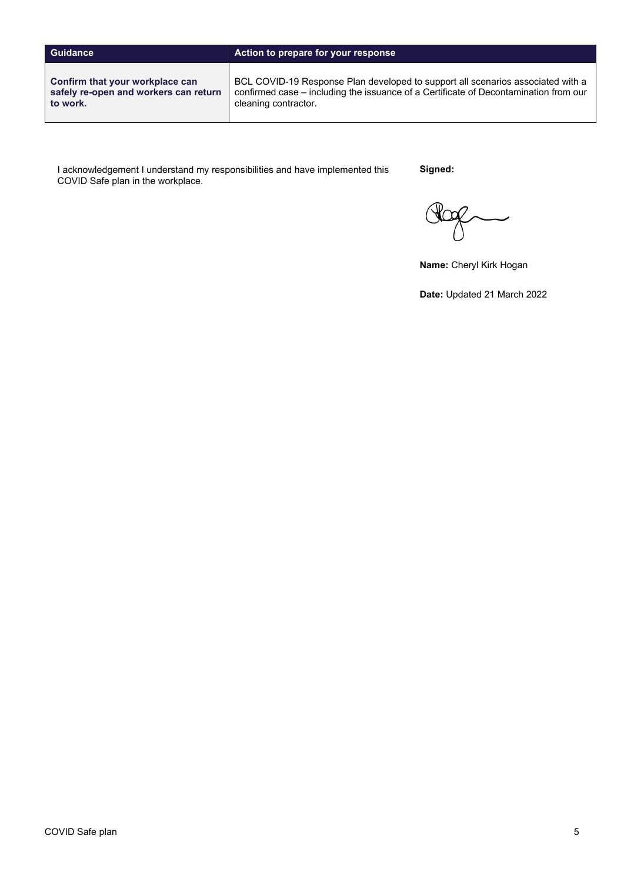| Guidance | Action to prepare for your response |
| --- | --- |
| **Confirm that your workplace can safely re-open and workers can return to work.** | BCL COVID-19 Response Plan developed to support all scenarios associated with a confirmed case – including the issuance of a Certificate of Decontamination from our cleaning contractor. |

I acknowledgement I understand my responsibilities and have implemented this COVID Safe plan in the workplace.

**Signed:**

**Name:** Cheryl Kirk Hogan

**Date:** Updated 21 March 2022